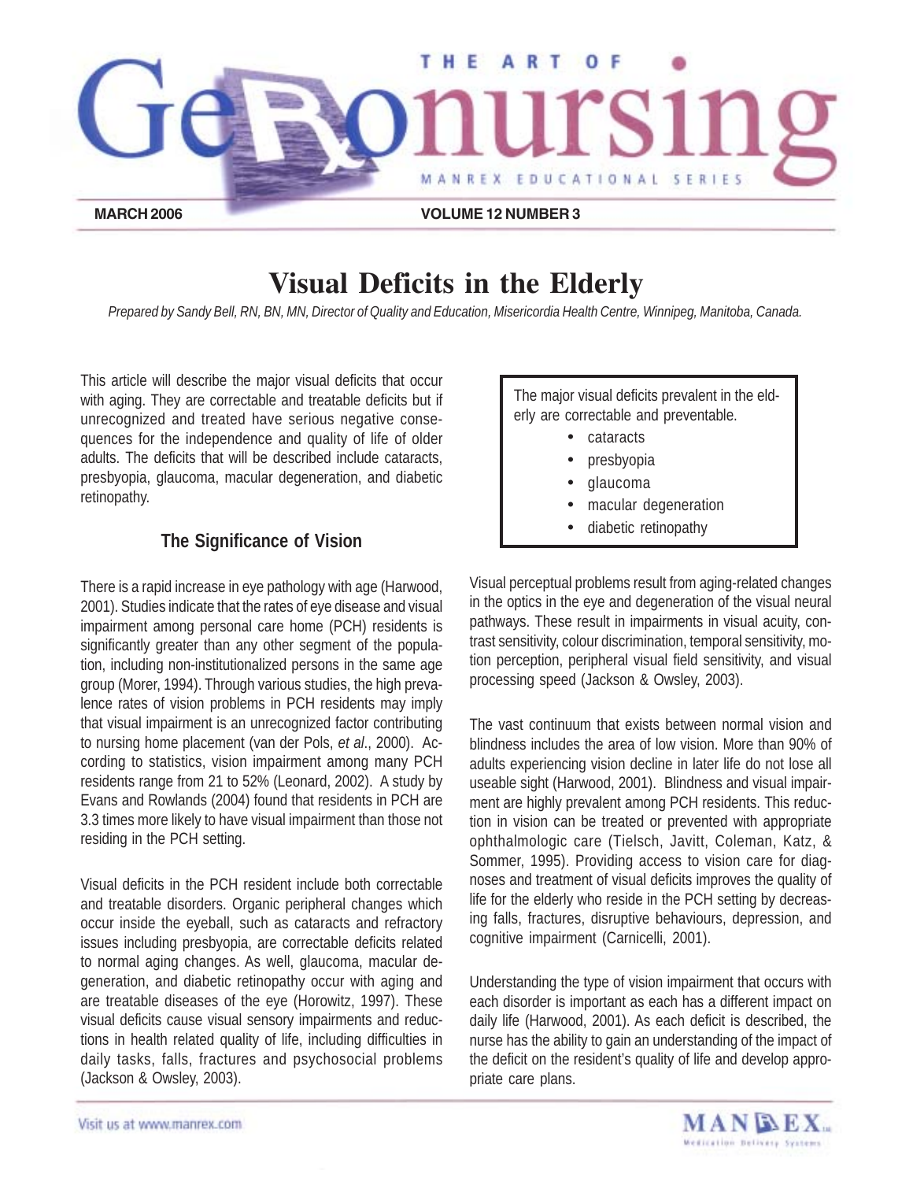# Visual Deficits in the Elderly

*Prepared by Sandy Bell, RN, BN, MN, Director of Quality and Education, Misericordia Health Centre, Winnipeg, Manitoba, Canada.*

This article will describe the major visual deficits that occur with aging. They are correctable and treatable deficits but if unrecognized and treated have serious negative consequences for the independence and quality of life of older adults. The deficits that will be described include cataracts, presbyopia, glaucoma, macular degeneration, and diabetic retinopathy.

> The major visual deficits prevalent in the elderly are correctable and preventable.
> - cataracts
> - presbyopia
> - glaucoma
> - macular degeneration
> - diabetic retinopathy

## The Significance of Vision

There is a rapid increase in eye pathology with age (Harwood, 2001). Studies indicate that the rates of eye disease and visual impairment among personal care home (PCH) residents is significantly greater than any other segment of the population, including non-institutionalized persons in the same age group (Morer, 1994). Through various studies, the high prevalence rates of vision problems in PCH residents may imply that visual impairment is an unrecognized factor contributing to nursing home placement (van der Pols, *et al*., 2000). According to statistics, vision impairment among many PCH residents range from 21 to 52% (Leonard, 2002). A study by Evans and Rowlands (2004) found that residents in PCH are 3.3 times more likely to have visual impairment than those not residing in the PCH setting.

Visual deficits in the PCH resident include both correctable and treatable disorders. Organic peripheral changes which occur inside the eyeball, such as cataracts and refractory issues including presbyopia, are correctable deficits related to normal aging changes. As well, glaucoma, macular degeneration, and diabetic retinopathy occur with aging and are treatable diseases of the eye (Horowitz, 1997). These visual deficits cause visual sensory impairments and reductions in health related quality of life, including difficulties in daily tasks, falls, fractures and psychosocial problems (Jackson & Owsley, 2003).

Visual perceptual problems result from aging-related changes in the optics in the eye and degeneration of the visual neural pathways. These result in impairments in visual acuity, contrast sensitivity, colour discrimination, temporal sensitivity, motion perception, peripheral visual field sensitivity, and visual processing speed (Jackson & Owsley, 2003).

The vast continuum that exists between normal vision and blindness includes the area of low vision. More than 90% of adults experiencing vision decline in later life do not lose all useable sight (Harwood, 2001). Blindness and visual impairment are highly prevalent among PCH residents. This reduction in vision can be treated or prevented with appropriate ophthalmologic care (Tielsch, Javitt, Coleman, Katz, & Sommer, 1995). Providing access to vision care for diagnoses and treatment of visual deficits improves the quality of life for the elderly who reside in the PCH setting by decreasing falls, fractures, disruptive behaviours, depression, and cognitive impairment (Carnicelli, 2001).

Understanding the type of vision impairment that occurs with each disorder is important as each has a different impact on daily life (Harwood, 2001). As each deficit is described, the nurse has the ability to gain an understanding of the impact of the deficit on the resident's quality of life and develop appropriate care plans.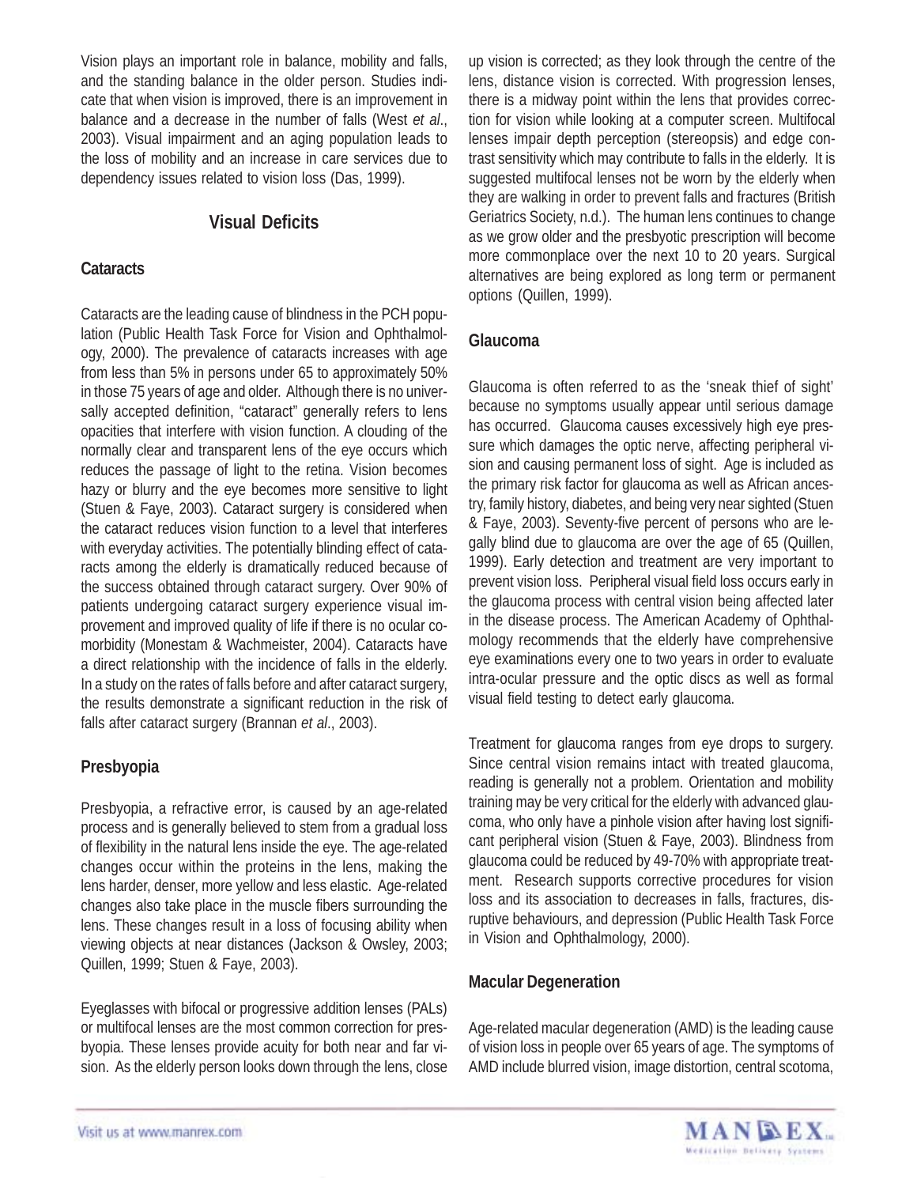Vision plays an important role in balance, mobility and falls, and the standing balance in the older person. Studies indicate that when vision is improved, there is an improvement in balance and a decrease in the number of falls (West *et al*., 2003). Visual impairment and an aging population leads to the loss of mobility and an increase in care services due to dependency issues related to vision loss (Das, 1999).

## Visual Deficits

### Cataracts

Cataracts are the leading cause of blindness in the PCH population (Public Health Task Force for Vision and Ophthalmology, 2000). The prevalence of cataracts increases with age from less than 5% in persons under 65 to approximately 50% in those 75 years of age and older. Although there is no universally accepted definition, "cataract" generally refers to lens opacities that interfere with vision function. A clouding of the normally clear and transparent lens of the eye occurs which reduces the passage of light to the retina. Vision becomes hazy or blurry and the eye becomes more sensitive to light (Stuen & Faye, 2003). Cataract surgery is considered when the cataract reduces vision function to a level that interferes with everyday activities. The potentially blinding effect of cataracts among the elderly is dramatically reduced because of the success obtained through cataract surgery. Over 90% of patients undergoing cataract surgery experience visual improvement and improved quality of life if there is no ocular comorbidity (Monestam & Wachmeister, 2004). Cataracts have a direct relationship with the incidence of falls in the elderly. In a study on the rates of falls before and after cataract surgery, the results demonstrate a significant reduction in the risk of falls after cataract surgery (Brannan *et al*., 2003).

### Presbyopia

Presbyopia, a refractive error, is caused by an age-related process and is generally believed to stem from a gradual loss of flexibility in the natural lens inside the eye. The age-related changes occur within the proteins in the lens, making the lens harder, denser, more yellow and less elastic. Age-related changes also take place in the muscle fibers surrounding the lens. These changes result in a loss of focusing ability when viewing objects at near distances (Jackson & Owsley, 2003; Quillen, 1999; Stuen & Faye, 2003).

Eyeglasses with bifocal or progressive addition lenses (PALs) or multifocal lenses are the most common correction for presbyopia. These lenses provide acuity for both near and far vision. As the elderly person looks down through the lens, close up vision is corrected; as they look through the centre of the lens, distance vision is corrected. With progression lenses, there is a midway point within the lens that provides correction for vision while looking at a computer screen. Multifocal lenses impair depth perception (stereopsis) and edge contrast sensitivity which may contribute to falls in the elderly. It is suggested multifocal lenses not be worn by the elderly when they are walking in order to prevent falls and fractures (British Geriatrics Society, n.d.). The human lens continues to change as we grow older and the presbyotic prescription will become more commonplace over the next 10 to 20 years. Surgical alternatives are being explored as long term or permanent options (Quillen, 1999).

### Glaucoma

Glaucoma is often referred to as the 'sneak thief of sight' because no symptoms usually appear until serious damage has occurred. Glaucoma causes excessively high eye pressure which damages the optic nerve, affecting peripheral vision and causing permanent loss of sight. Age is included as the primary risk factor for glaucoma as well as African ancestry, family history, diabetes, and being very near sighted (Stuen & Faye, 2003). Seventy-five percent of persons who are legally blind due to glaucoma are over the age of 65 (Quillen, 1999). Early detection and treatment are very important to prevent vision loss. Peripheral visual field loss occurs early in the glaucoma process with central vision being affected later in the disease process. The American Academy of Ophthalmology recommends that the elderly have comprehensive eye examinations every one to two years in order to evaluate intra-ocular pressure and the optic discs as well as formal visual field testing to detect early glaucoma.

Treatment for glaucoma ranges from eye drops to surgery. Since central vision remains intact with treated glaucoma, reading is generally not a problem. Orientation and mobility training may be very critical for the elderly with advanced glaucoma, who only have a pinhole vision after having lost significant peripheral vision (Stuen & Faye, 2003). Blindness from glaucoma could be reduced by 49-70% with appropriate treatment. Research supports corrective procedures for vision loss and its association to decreases in falls, fractures, disruptive behaviours, and depression (Public Health Task Force in Vision and Ophthalmology, 2000).

### Macular Degeneration

Age-related macular degeneration (AMD) is the leading cause of vision loss in people over 65 years of age. The symptoms of AMD include blurred vision, image distortion, central scotoma,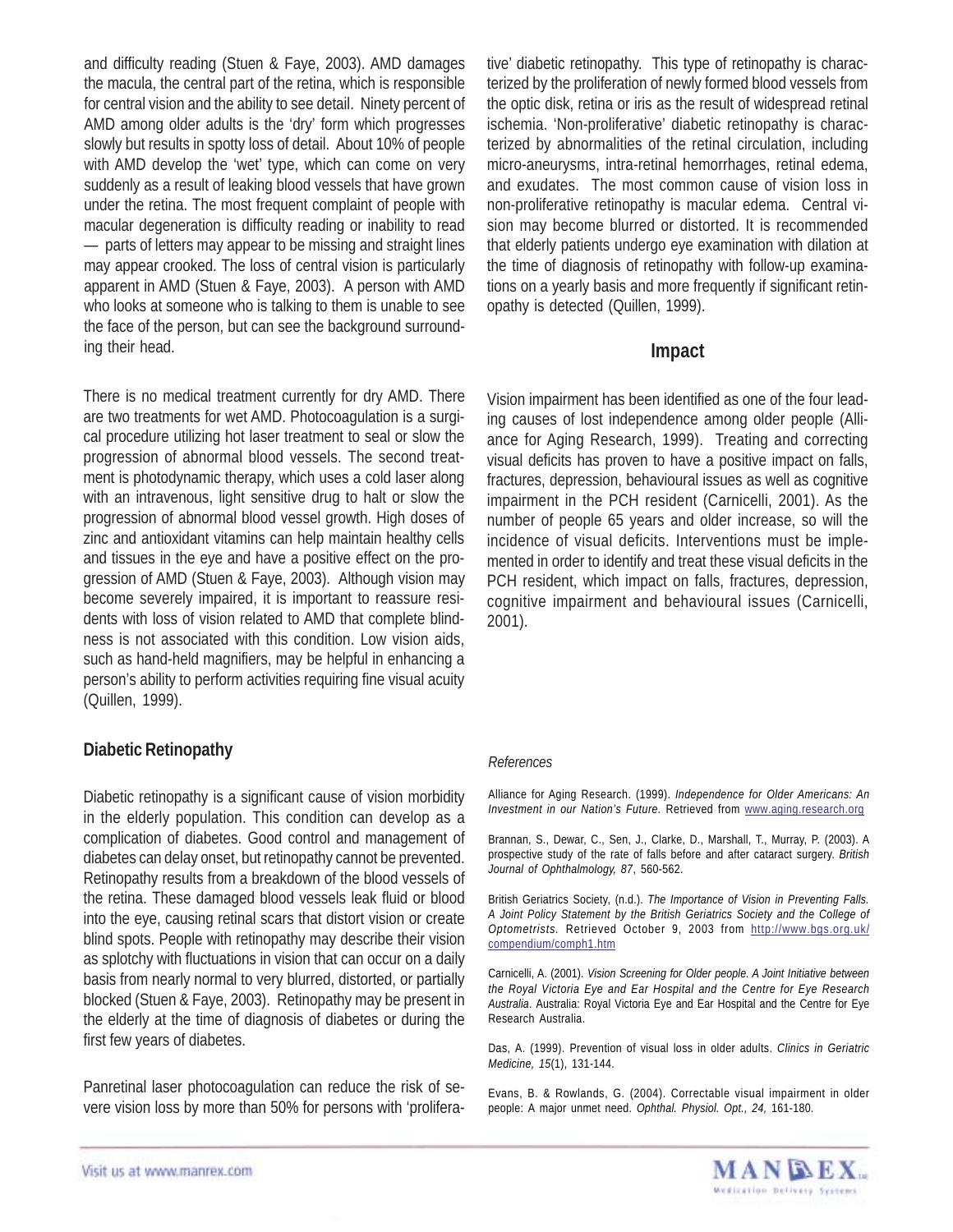and difficulty reading (Stuen & Faye, 2003). AMD damages the macula, the central part of the retina, which is responsible for central vision and the ability to see detail. Ninety percent of AMD among older adults is the 'dry' form which progresses slowly but results in spotty loss of detail. About 10% of people with AMD develop the 'wet' type, which can come on very suddenly as a result of leaking blood vessels that have grown under the retina. The most frequent complaint of people with macular degeneration is difficulty reading or inability to read — parts of letters may appear to be missing and straight lines may appear crooked. The loss of central vision is particularly apparent in AMD (Stuen & Faye, 2003). A person with AMD who looks at someone who is talking to them is unable to see the face of the person, but can see the background surrounding their head.

There is no medical treatment currently for dry AMD. There are two treatments for wet AMD. Photocoagulation is a surgical procedure utilizing hot laser treatment to seal or slow the progression of abnormal blood vessels. The second treatment is photodynamic therapy, which uses a cold laser along with an intravenous, light sensitive drug to halt or slow the progression of abnormal blood vessel growth. High doses of zinc and antioxidant vitamins can help maintain healthy cells and tissues in the eye and have a positive effect on the progression of AMD (Stuen & Faye, 2003). Although vision may become severely impaired, it is important to reassure residents with loss of vision related to AMD that complete blindness is not associated with this condition. Low vision aids, such as hand-held magnifiers, may be helpful in enhancing a person's ability to perform activities requiring fine visual acuity (Quillen, 1999).

## Diabetic Retinopathy

Diabetic retinopathy is a significant cause of vision morbidity in the elderly population. This condition can develop as a complication of diabetes. Good control and management of diabetes can delay onset, but retinopathy cannot be prevented. Retinopathy results from a breakdown of the blood vessels of the retina. These damaged blood vessels leak fluid or blood into the eye, causing retinal scars that distort vision or create blind spots. People with retinopathy may describe their vision as splotchy with fluctuations in vision that can occur on a daily basis from nearly normal to very blurred, distorted, or partially blocked (Stuen & Faye, 2003). Retinopathy may be present in the elderly at the time of diagnosis of diabetes or during the first few years of diabetes.

Panretinal laser photocoagulation can reduce the risk of severe vision loss by more than 50% for persons with 'proliferative' diabetic retinopathy. This type of retinopathy is characterized by the proliferation of newly formed blood vessels from the optic disk, retina or iris as the result of widespread retinal ischemia. 'Non-proliferative' diabetic retinopathy is characterized by abnormalities of the retinal circulation, including micro-aneurysms, intra-retinal hemorrhages, retinal edema, and exudates. The most common cause of vision loss in non-proliferative retinopathy is macular edema. Central vision may become blurred or distorted. It is recommended that elderly patients undergo eye examination with dilation at the time of diagnosis of retinopathy with follow-up examinations on a yearly basis and more frequently if significant retinopathy is detected (Quillen, 1999).

## Impact

Vision impairment has been identified as one of the four leading causes of lost independence among older people (Alliance for Aging Research, 1999). Treating and correcting visual deficits has proven to have a positive impact on falls, fractures, depression, behavioural issues as well as cognitive impairment in the PCH resident (Carnicelli, 2001). As the number of people 65 years and older increase, so will the incidence of visual deficits. Interventions must be implemented in order to identify and treat these visual deficits in the PCH resident, which impact on falls, fractures, depression, cognitive impairment and behavioural issues (Carnicelli, 2001).

*References*

Alliance for Aging Research. (1999). *Independence for Older Americans: An Investment in our Nation's Future.* Retrieved from www.aging.research.org

Brannan, S., Dewar, C., Sen, J., Clarke, D., Marshall, T., Murray, P. (2003). A prospective study of the rate of falls before and after cataract surgery. *British Journal of Ophthalmology, 87*, 560-562.

British Geriatrics Society, (n.d.). *The Importance of Vision in Preventing Falls. A Joint Policy Statement by the British Geriatrics Society and the College of Optometrists.* Retrieved October 9, 2003 from http://www.bgs.org.uk/compendium/comph1.htm

Carnicelli, A. (2001). *Vision Screening for Older people. A Joint Initiative between the Royal Victoria Eye and Ear Hospital and the Centre for Eye Research Australia.* Australia: Royal Victoria Eye and Ear Hospital and the Centre for Eye Research Australia.

Das, A. (1999). Prevention of visual loss in older adults. *Clinics in Geriatric Medicine, 15*(1), 131-144.

Evans, B. & Rowlands, G. (2004). Correctable visual impairment in older people: A major unmet need. *Ophthal. Physiol. Opt., 24,* 161-180.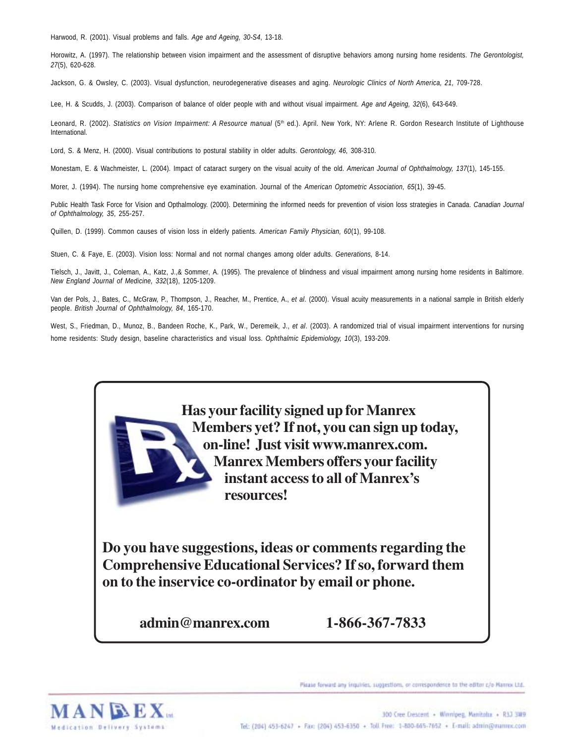Harwood, R. (2001). Visual problems and falls. *Age and Ageing, 30-S4*, 13-18.

Horowitz, A. (1997). The relationship between vision impairment and the assessment of disruptive behaviors among nursing home residents. *The Gerontologist, 27*(5), 620-628.

Jackson, G. & Owsley, C. (2003). Visual dysfunction, neurodegenerative diseases and aging. *Neurologic Clinics of North America, 21,* 709-728.

Lee, H. & Scudds, J. (2003). Comparison of balance of older people with and without visual impairment. *Age and Ageing, 32*(6), 643-649.

Leonard, R. (2002). *Statistics on Vision Impairment: A Resource manual* (5th ed.). April. New York, NY: Arlene R. Gordon Research Institute of Lighthouse International.

Lord, S. & Menz, H. (2000). Visual contributions to postural stability in older adults. *Gerontology, 46,* 308-310.

Monestam, E. & Wachmeister, L. (2004). Impact of cataract surgery on the visual acuity of the old. *American Journal of Ophthalmology, 137*(1), 145-155.

Morer, J. (1994). The nursing home comprehensive eye examination. Journal of the *American Optometric Association, 65*(1), 39-45.

Public Health Task Force for Vision and Opthalmology. (2000). Determining the informed needs for prevention of vision loss strategies in Canada. *Canadian Journal of Ophthalmology, 35*, 255-257.

Quillen, D. (1999). Common causes of vision loss in elderly patients. *American Family Physician, 60*(1), 99-108.

Stuen, C. & Faye, E. (2003). Vision loss: Normal and not normal changes among older adults. *Generations,* 8-14.

Tielsch, J., Javitt, J., Coleman, A., Katz, J.,& Sommer, A. (1995). The prevalence of blindness and visual impairment among nursing home residents in Baltimore. *New England Journal of Medicine, 332*(18), 1205-1209.

Van der Pols, J., Bates, C., McGraw, P., Thompson, J., Reacher, M., Prentice, A., *et al*. (2000). Visual acuity measurements in a national sample in British elderly people. *British Journal of Ophthalmology, 84*, 165-170.

West, S., Friedman, D., Munoz, B., Bandeen Roche, K., Park, W., Deremeik, J., *et al*. (2003). A randomized trial of visual impairment interventions for nursing home residents: Study design, baseline characteristics and visual loss. *Ophthalmic Epidemiology, 10*(3), 193-209.

**Has your facility signed up for Manrex Members yet? If not, you can sign up today, on-line! Just visit www.manrex.com. Manrex Members offers your facility instant access to all of Manrex's resources!**

**Do you have suggestions, ideas or comments regarding the Comprehensive Educational Services? If so, forward them on to the inservice co-ordinator by email or phone.**

**admin@manrex.com 1-866-367-7833**

Please forward any inquiries, suggestions, or correspondence to the editor c/o Manrex Ltd.

MANREX Ltd. Medication Delivery Systems

300 Cree Crescent • Winnipeg, Manitoba • R3J 3W9

Tel: (204) 453-6247 • Fax: (204) 453-6350 • Toll Free: 1-800-665-7652 • E-mail: admin@manrex.com